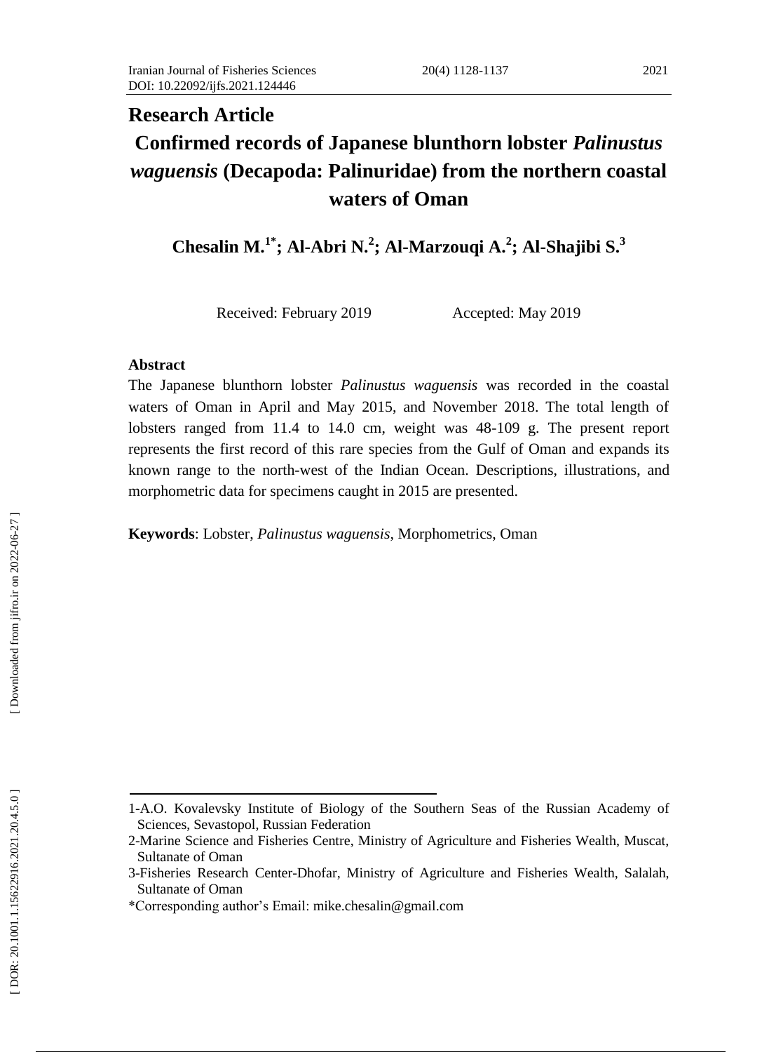Research Article

# Confirmed records of Japanese blunthorn lobster *Palinustus waguensis* (Decapoda: Palinuridae) from the northern coastal waters of Oman

**Chesalin M.[1*]; Al-Abri N.[2]; Al-Marzouqi A.[2]; Al-Shajibi S.[3]**

Received: February 2019 Accepted: May 2019

## Abstract

The Japanese blunthorn lobster *Palinustus waguensis* was recorded in the coastal waters of Oman in April and May 2015, and November 2018. The total length of lobsters ranged from 11.4 to 14.0 cm, weight was 48-109 g. The present report represents the first record of this rare species from the Gulf of Oman and expands its known range to the north-west of the Indian Ocean. Descriptions, illustrations, and morphometric data for specimens caught in 2015 are presented.

**Keywords**: Lobster, *Palinustus waguensis*, Morphometrics, Oman

---

1-A.O. Kovalevsky Institute of Biology of the Southern Seas of the Russian Academy of Sciences, Sevastopol, Russian Federation

2-Marine Science and Fisheries Centre, Ministry of Agriculture and Fisheries Wealth, Muscat, Sultanate of Oman

3-Fisheries Research Center-Dhofar, Ministry of Agriculture and Fisheries Wealth, Salalah, Sultanate of Oman

*Corresponding author's Email: mike.chesalin@gmail.com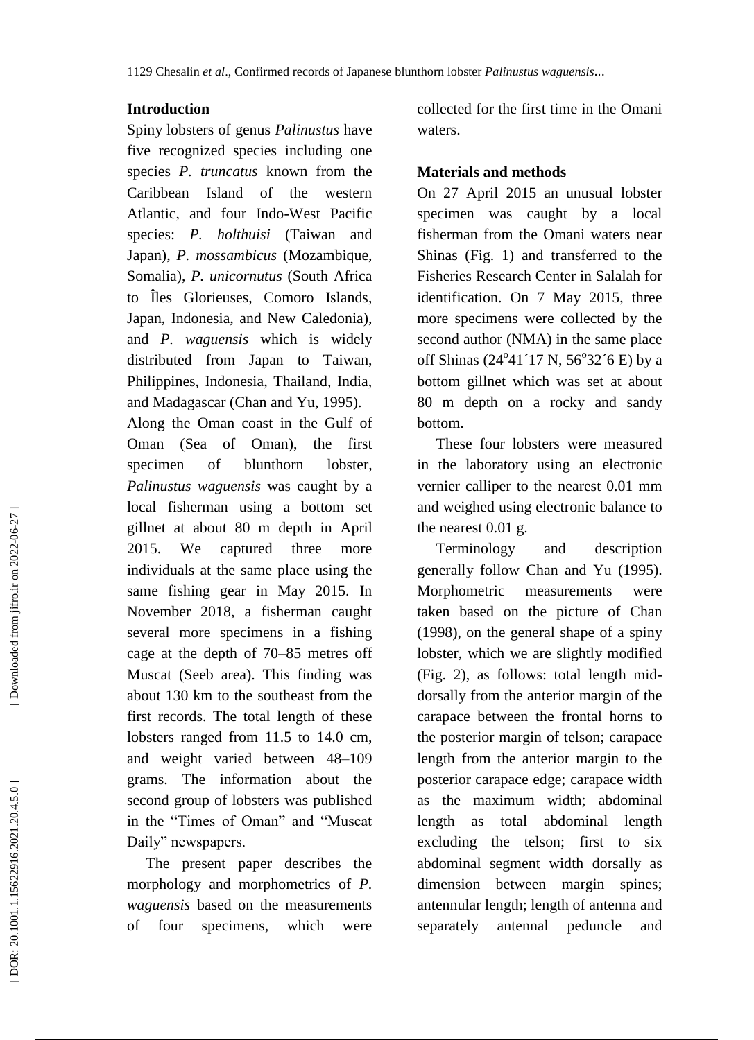## Introduction

Spiny lobsters of genus *Palinustus* have five recognized species including one species *P. truncatus* known from the Caribbean Island of the western Atlantic, and four Indo-West Pacific species: *P. holthuisi* (Taiwan and Japan), *P. mossambicus* (Mozambique, Somalia), *P. unicornutus* (South Africa to Îles Glorieuses, Comoro Islands, Japan, Indonesia, and New Caledonia), and *P. waguensis* which is widely distributed from Japan to Taiwan, Philippines, Indonesia, Thailand, India, and Madagascar (Chan and Yu, 1995).

Along the Oman coast in the Gulf of Oman (Sea of Oman), the first specimen of blunthorn lobster, *Palinustus waguensis* was caught by a local fisherman using a bottom set gillnet at about 80 m depth in April 2015. We captured three more individuals at the same place using the same fishing gear in May 2015. In November 2018, a fisherman caught several more specimens in a fishing cage at the depth of 70–85 metres off Muscat (Seeb area). This finding was about 130 km to the southeast from the first records. The total length of these lobsters ranged from 11.5 to 14.0 cm, and weight varied between 48–109 grams. The information about the second group of lobsters was published in the "Times of Oman" and "Muscat Daily" newspapers.

The present paper describes the morphology and morphometrics of *P. waguensis* based on the measurements of four specimens, which were collected for the first time in the Omani waters.

## Materials and methods

On 27 April 2015 an unusual lobster specimen was caught by a local fisherman from the Omani waters near Shinas (Fig. 1) and transferred to the Fisheries Research Center in Salalah for identification. On 7 May 2015, three more specimens were collected by the second author (NMA) in the same place off Shinas (24°41´17 N, 56°32´6 E) by a bottom gillnet which was set at about 80 m depth on a rocky and sandy bottom.

These four lobsters were measured in the laboratory using an electronic vernier calliper to the nearest 0.01 mm and weighed using electronic balance to the nearest 0.01 g.

Terminology and description generally follow Chan and Yu (1995). Morphometric measurements were taken based on the picture of Chan (1998), on the general shape of a spiny lobster, which we are slightly modified (Fig. 2), as follows: total length mid-dorsally from the anterior margin of the carapace between the frontal horns to the posterior margin of telson; carapace length from the anterior margin to the posterior carapace edge; carapace width as the maximum width; abdominal length as total abdominal length excluding the telson; first to six abdominal segment width dorsally as dimension between margin spines; antennular length; length of antenna and separately antennal peduncle and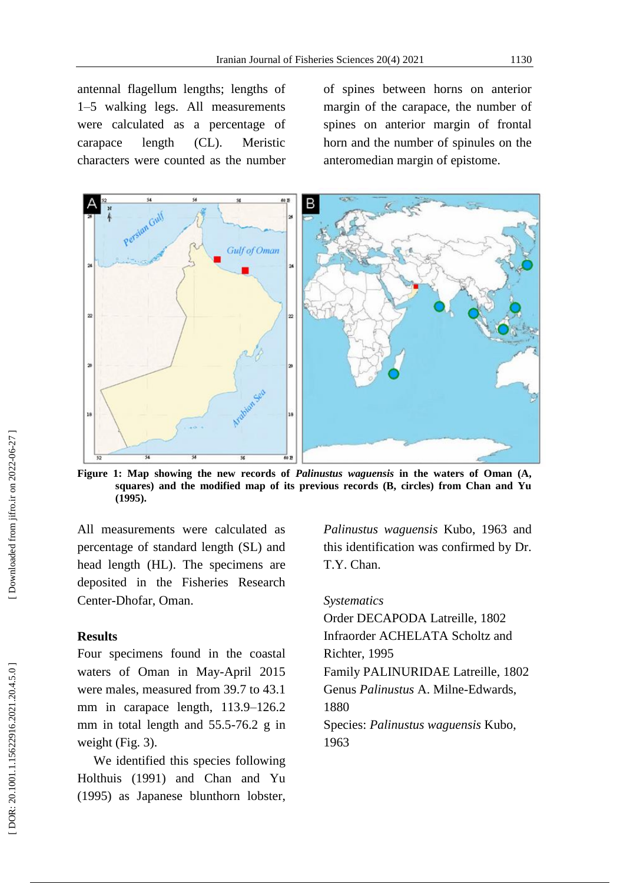antennal flagellum lengths; lengths of 1–5 walking legs. All measurements were calculated as a percentage of carapace length (CL). Meristic characters were counted as the number of spines between horns on anterior margin of the carapace, the number of spines on anterior margin of frontal horn and the number of spinules on the anteromedian margin of epistome.

**Figure 1: Map showing the new records of *Palinustus waguensis* in the waters of Oman (A, squares) and the modified map of its previous records (B, circles) from Chan and Yu (1995).**

All measurements were calculated as percentage of standard length (SL) and head length (HL). The specimens are deposited in the Fisheries Research Center-Dhofar, Oman.

## Results

Four specimens found in the coastal waters of Oman in May-April 2015 were males, measured from 39.7 to 43.1 mm in carapace length, 113.9–126.2 mm in total length and 55.5-76.2 g in weight (Fig. 3).

We identified this species following Holthuis (1991) and Chan and Yu (1995) as Japanese blunthorn lobster, *Palinustus waguensis* Kubo, 1963 and this identification was confirmed by Dr. T.Y. Chan.

*Systematics*

Order DECAPODA Latreille, 1802
Infraorder ACHELATA Scholtz and Richter, 1995
Family PALINURIDAE Latreille, 1802
Genus *Palinustus* A. Milne-Edwards, 1880
Species: *Palinustus waguensis* Kubo, 1963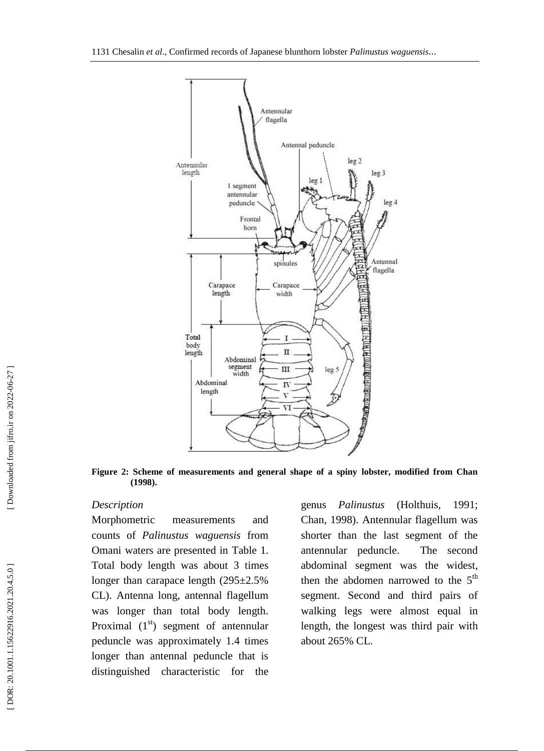Figure 2: Scheme of measurements and general shape of a spiny lobster, modified from Chan (1998).

*Description*

Morphometric measurements and counts of *Palinustus waguensis* from Omani waters are presented in Table 1. Total body length was about 3 times longer than carapace length (295±2.5% CL). Antenna long, antennal flagellum was longer than total body length. Proximal (1st) segment of antennular peduncle was approximately 1.4 times longer than antennal peduncle that is distinguished characteristic for the genus *Palinustus* (Holthuis, 1991; Chan, 1998). Antennular flagellum was shorter than the last segment of the antennular peduncle. The second abdominal segment was the widest, then the abdomen narrowed to the 5th segment. Second and third pairs of walking legs were almost equal in length, the longest was third pair with about 265% CL.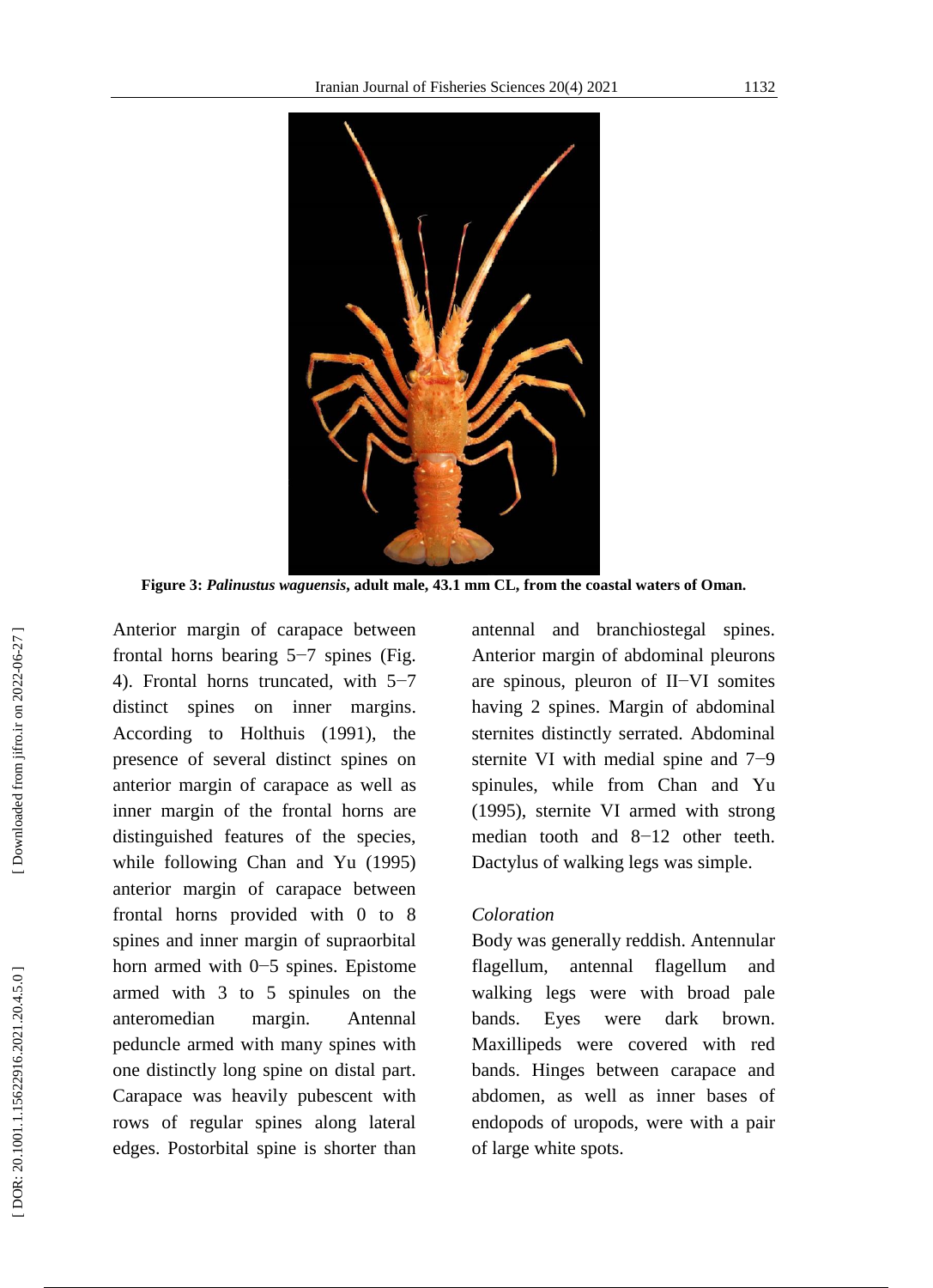**Figure 3:** ***Palinustus waguensis*****, adult male, 43.1 mm CL, from the coastal waters of Oman.**

Anterior margin of carapace between frontal horns bearing 5−7 spines (Fig. 4). Frontal horns truncated, with 5−7 distinct spines on inner margins. According to Holthuis (1991), the presence of several distinct spines on anterior margin of carapace as well as inner margin of the frontal horns are distinguished features of the species, while following Chan and Yu (1995) anterior margin of carapace between frontal horns provided with 0 to 8 spines and inner margin of supraorbital horn armed with 0−5 spines. Epistome armed with 3 to 5 spinules on the anteromedian margin. Antennal peduncle armed with many spines with one distinctly long spine on distal part. Carapace was heavily pubescent with rows of regular spines along lateral edges. Postorbital spine is shorter than antennal and branchiostegal spines. Anterior margin of abdominal pleurons are spinous, pleuron of II−VI somites having 2 spines. Margin of abdominal sternites distinctly serrated. Abdominal sternite VI with medial spine and 7−9 spinules, while from Chan and Yu (1995), sternite VI armed with strong median tooth and 8−12 other teeth. Dactylus of walking legs was simple.

*Coloration*

Body was generally reddish. Antennular flagellum, antennal flagellum and walking legs were with broad pale bands. Eyes were dark brown. Maxillipeds were covered with red bands. Hinges between carapace and abdomen, as well as inner bases of endopods of uropods, were with a pair of large white spots.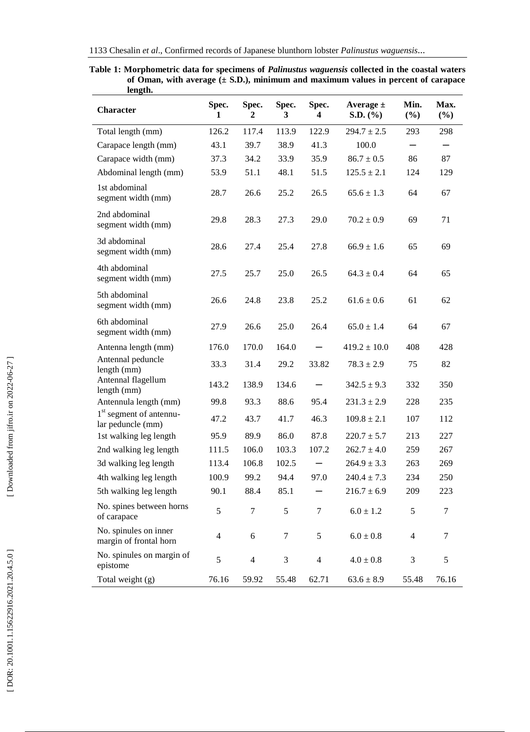**Table 1: Morphometric data for specimens of *Palinustus waguensis* collected in the coastal waters of Oman, with average (± S.D.), minimum and maximum values in percent of carapace length.**

| Character | Spec. 1 | Spec. 2 | Spec. 3 | Spec. 4 | Average ± S.D. (%) | Min. (%) | Max. (%) |
|---|---|---|---|---|---|---|---|
| Total length (mm) | 126.2 | 117.4 | 113.9 | 122.9 | 294.7 ± 2.5 | 293 | 298 |
| Carapace length (mm) | 43.1 | 39.7 | 38.9 | 41.3 | 100.0 | – | – |
| Carapace width (mm) | 37.3 | 34.2 | 33.9 | 35.9 | 86.7 ± 0.5 | 86 | 87 |
| Abdominal length (mm) | 53.9 | 51.1 | 48.1 | 51.5 | 125.5 ± 2.1 | 124 | 129 |
| 1st abdominal segment width (mm) | 28.7 | 26.6 | 25.2 | 26.5 | 65.6 ± 1.3 | 64 | 67 |
| 2nd abdominal segment width (mm) | 29.8 | 28.3 | 27.3 | 29.0 | 70.2 ± 0.9 | 69 | 71 |
| 3d abdominal segment width (mm) | 28.6 | 27.4 | 25.4 | 27.8 | 66.9 ± 1.6 | 65 | 69 |
| 4th abdominal segment width (mm) | 27.5 | 25.7 | 25.0 | 26.5 | 64.3 ± 0.4 | 64 | 65 |
| 5th abdominal segment width (mm) | 26.6 | 24.8 | 23.8 | 25.2 | 61.6 ± 0.6 | 61 | 62 |
| 6th abdominal segment width (mm) | 27.9 | 26.6 | 25.0 | 26.4 | 65.0 ± 1.4 | 64 | 67 |
| Antenna length (mm) | 176.0 | 170.0 | 164.0 | – | 419.2 ± 10.0 | 408 | 428 |
| Antennal peduncle length (mm) | 33.3 | 31.4 | 29.2 | 33.82 | 78.3 ± 2.9 | 75 | 82 |
| Antennal flagellum length (mm) | 143.2 | 138.9 | 134.6 | – | 342.5 ± 9.3 | 332 | 350 |
| Antennula length (mm) | 99.8 | 93.3 | 88.6 | 95.4 | 231.3 ± 2.9 | 228 | 235 |
| 1st segment of antennular peduncle (mm) | 47.2 | 43.7 | 41.7 | 46.3 | 109.8 ± 2.1 | 107 | 112 |
| 1st walking leg length | 95.9 | 89.9 | 86.0 | 87.8 | 220.7 ± 5.7 | 213 | 227 |
| 2nd walking leg length | 111.5 | 106.0 | 103.3 | 107.2 | 262.7 ± 4.0 | 259 | 267 |
| 3d walking leg length | 113.4 | 106.8 | 102.5 | – | 264.9 ± 3.3 | 263 | 269 |
| 4th walking leg length | 100.9 | 99.2 | 94.4 | 97.0 | 240.4 ± 7.3 | 234 | 250 |
| 5th walking leg length | 90.1 | 88.4 | 85.1 | – | 216.7 ± 6.9 | 209 | 223 |
| No. spines between horns of carapace | 5 | 7 | 5 | 7 | 6.0 ± 1.2 | 5 | 7 |
| No. spinules on inner margin of frontal horn | 4 | 6 | 7 | 5 | 6.0 ± 0.8 | 4 | 7 |
| No. spinules on margin of epistome | 5 | 4 | 3 | 4 | 4.0 ± 0.8 | 3 | 5 |
| Total weight (g) | 76.16 | 59.92 | 55.48 | 62.71 | 63.6 ± 8.9 | 55.48 | 76.16 |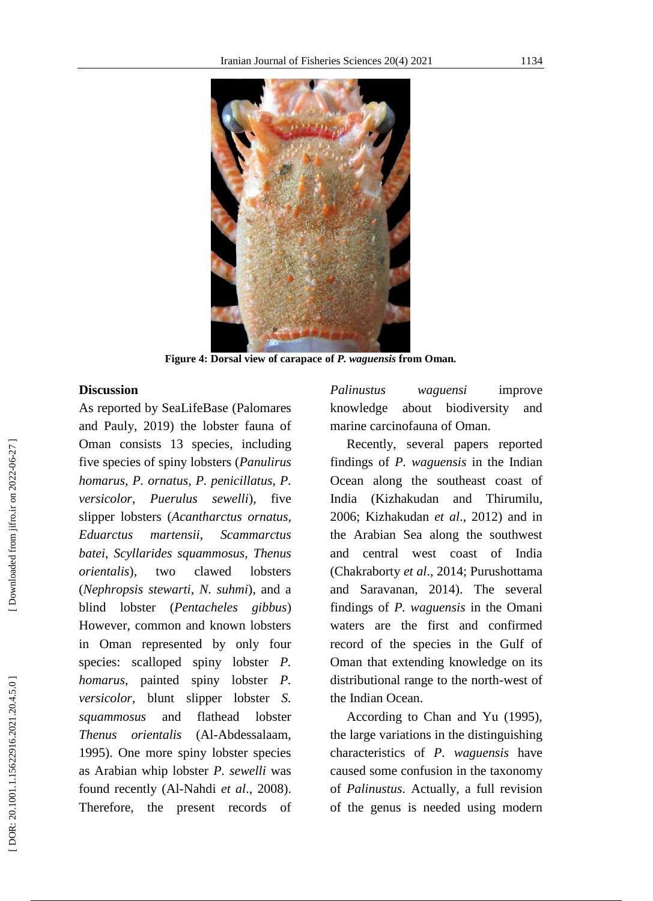**Figure 4: Dorsal view of carapace of *P. waguensis* from Oman.**

## Discussion

As reported by SeaLifeBase (Palomares and Pauly, 2019) the lobster fauna of Oman consists 13 species, including five species of spiny lobsters (*Panulirus homarus*, *P. ornatus, P. penicillatus*, *P. versicolor*, *Puerulus sewelli*), five slipper lobsters (*Acantharctus ornatus*, *Eduarctus martensii*, *Scammarctus batei*, *Scyllarides squammosus*, *Thenus orientalis*), two clawed lobsters (*Nephropsis stewarti*, *N. suhmi*), and a blind lobster (*Pentacheles gibbus*) However, common and known lobsters in Oman represented by only four species: scalloped spiny lobster *P. homarus*, painted spiny lobster *P. versicolor*, blunt slipper lobster *S. squammosus* and flathead lobster *Thenus orientalis* (Al-Abdessalaam, 1995). One more spiny lobster species as Arabian whip lobster *P. sewelli* was found recently (Al-Nahdi *et al*., 2008). Therefore, the present records of *Palinustus waguensi* improve knowledge about biodiversity and marine carcinofauna of Oman.

Recently, several papers reported findings of *P. waguensis* in the Indian Ocean along the southeast coast of India (Kizhakudan and Thirumilu, 2006; Kizhakudan *et al*., 2012) and in the Arabian Sea along the southwest and central west coast of India (Chakraborty *et al*., 2014; Purushottama and Saravanan, 2014). The several findings of *P. waguensis* in the Omani waters are the first and confirmed record of the species in the Gulf of Oman that extending knowledge on its distributional range to the north-west of the Indian Ocean.

According to Chan and Yu (1995), the large variations in the distinguishing characteristics of *P. waguensis* have caused some confusion in the taxonomy of *Palinustus*. Actually, a full revision of the genus is needed using modern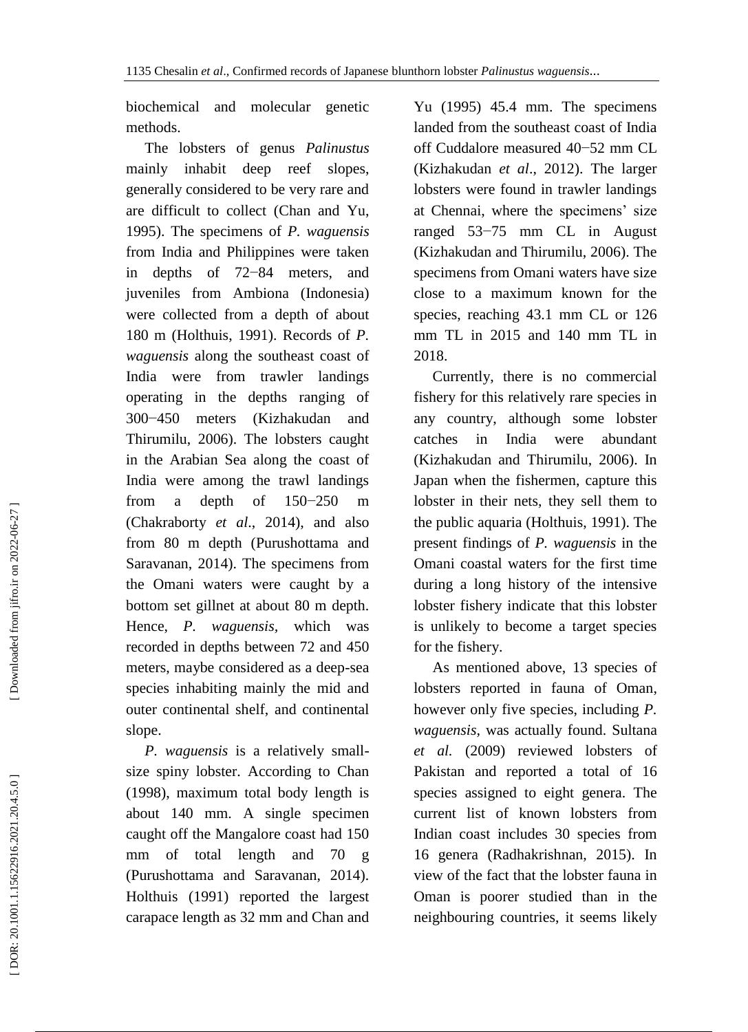biochemical and molecular genetic methods.

The lobsters of genus *Palinustus* mainly inhabit deep reef slopes, generally considered to be very rare and are difficult to collect (Chan and Yu, 1995). The specimens of *P. waguensis* from India and Philippines were taken in depths of 72−84 meters, and juveniles from Ambiona (Indonesia) were collected from a depth of about 180 m (Holthuis, 1991). Records of *P. waguensis* along the southeast coast of India were from trawler landings operating in the depths ranging of 300−450 meters (Kizhakudan and Thirumilu, 2006). The lobsters caught in the Arabian Sea along the coast of India were among the trawl landings from a depth of 150−250 m (Chakraborty *et al*., 2014), and also from 80 m depth (Purushottama and Saravanan, 2014). The specimens from the Omani waters were caught by a bottom set gillnet at about 80 m depth. Hence, *P. waguensis*, which was recorded in depths between 72 and 450 meters, maybe considered as a deep-sea species inhabiting mainly the mid and outer continental shelf, and continental slope.

*P. waguensis* is a relatively small-size spiny lobster. According to Chan (1998), maximum total body length is about 140 mm. A single specimen caught off the Mangalore coast had 150 mm of total length and 70 g (Purushottama and Saravanan, 2014). Holthuis (1991) reported the largest carapace length as 32 mm and Chan and Yu (1995) 45.4 mm. The specimens landed from the southeast coast of India off Cuddalore measured 40−52 mm CL (Kizhakudan *et al*., 2012). The larger lobsters were found in trawler landings at Chennai, where the specimens' size ranged 53−75 mm CL in August (Kizhakudan and Thirumilu, 2006). The specimens from Omani waters have size close to a maximum known for the species, reaching 43.1 mm CL or 126 mm TL in 2015 and 140 mm TL in 2018.

Currently, there is no commercial fishery for this relatively rare species in any country, although some lobster catches in India were abundant (Kizhakudan and Thirumilu, 2006). In Japan when the fishermen, capture this lobster in their nets, they sell them to the public aquaria (Holthuis, 1991). The present findings of *P. waguensis* in the Omani coastal waters for the first time during a long history of the intensive lobster fishery indicate that this lobster is unlikely to become a target species for the fishery.

As mentioned above, 13 species of lobsters reported in fauna of Oman, however only five species, including *P. waguensis*, was actually found. Sultana *et al.* (2009) reviewed lobsters of Pakistan and reported a total of 16 species assigned to eight genera. The current list of known lobsters from Indian coast includes 30 species from 16 genera (Radhakrishnan, 2015). In view of the fact that the lobster fauna in Oman is poorer studied than in the neighbouring countries, it seems likely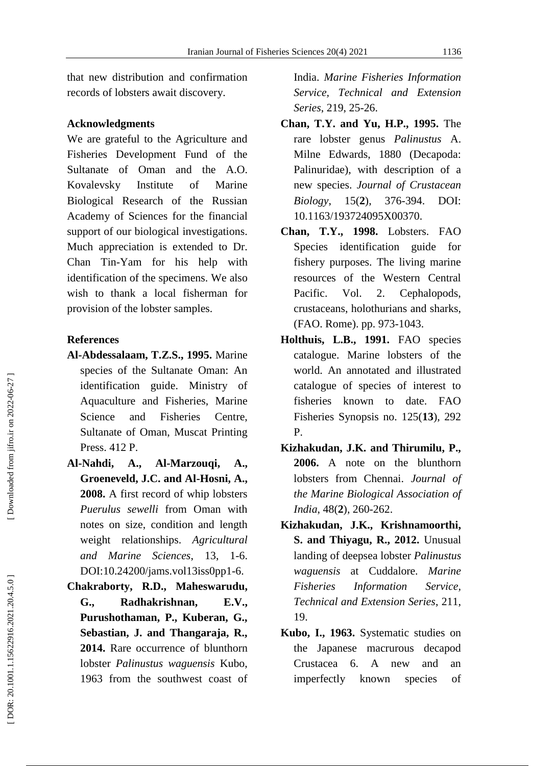that new distribution and confirmation records of lobsters await discovery.

## Acknowledgments

We are grateful to the Agriculture and Fisheries Development Fund of the Sultanate of Oman and the A.O. Kovalevsky Institute of Marine Biological Research of the Russian Academy of Sciences for the financial support of our biological investigations. Much appreciation is extended to Dr. Chan Tin-Yam for his help with identification of the specimens. We also wish to thank a local fisherman for provision of the lobster samples.

## References

**Al-Abdessalaam, T.Z.S., 1995.** Marine species of the Sultanate Oman: An identification guide. Ministry of Aquaculture and Fisheries, Marine Science and Fisheries Centre, Sultanate of Oman, Muscat Printing Press. 412 P.

**Al-Nahdi, A., Al-Marzouqi, A., Groeneveld, J.C. and Al-Hosni, A., 2008.** A first record of whip lobsters *Puerulus sewelli* from Oman with notes on size, condition and length weight relationships. *Agricultural and Marine Sciences*, 13, 1-6. DOI:10.24200/jams.vol13iss0pp1-6.

**Chakraborty, R.D., Maheswarudu, G., Radhakrishnan, E.V., Purushothaman, P., Kuberan, G., Sebastian, J. and Thangaraja, R., 2014.** Rare occurrence of blunthorn lobster *Palinustus waguensis* Kubo, 1963 from the southwest coast of India. *Marine Fisheries Information Service, Technical and Extension Series*, 219, 25-26.

**Chan, T.Y. and Yu, H.P., 1995.** The rare lobster genus *Palinustus* A. Milne Edwards, 1880 (Decapoda: Palinuridae), with description of a new species. *Journal of Crustacean Biology*, 15(**2**), 376-394. DOI: 10.1163/193724095X00370.

**Chan, T.Y., 1998.** Lobsters. FAO Species identification guide for fishery purposes. The living marine resources of the Western Central Pacific. Vol. 2. Cephalopods, crustaceans, holothurians and sharks, (FAO. Rome). pp. 973-1043.

**Holthuis, L.B., 1991.** FAO species catalogue. Marine lobsters of the world. An annotated and illustrated catalogue of species of interest to fisheries known to date. FAO Fisheries Synopsis no. 125(**13**), 292 P.

**Kizhakudan, J.K. and Thirumilu, P., 2006.** A note on the blunthorn lobsters from Chennai. *Journal of the Marine Biological Association of India*, 48(**2**), 260-262.

**Kizhakudan, J.K., Krishnamoorthi, S. and Thiyagu, R., 2012.** Unusual landing of deepsea lobster *Palinustus waguensis* at Cuddalore. *Marine Fisheries Information Service, Technical and Extension Series*, 211, 19.

**Kubo, I., 1963.** Systematic studies on the Japanese macrurous decapod Crustacea 6. A new and an imperfectly known species of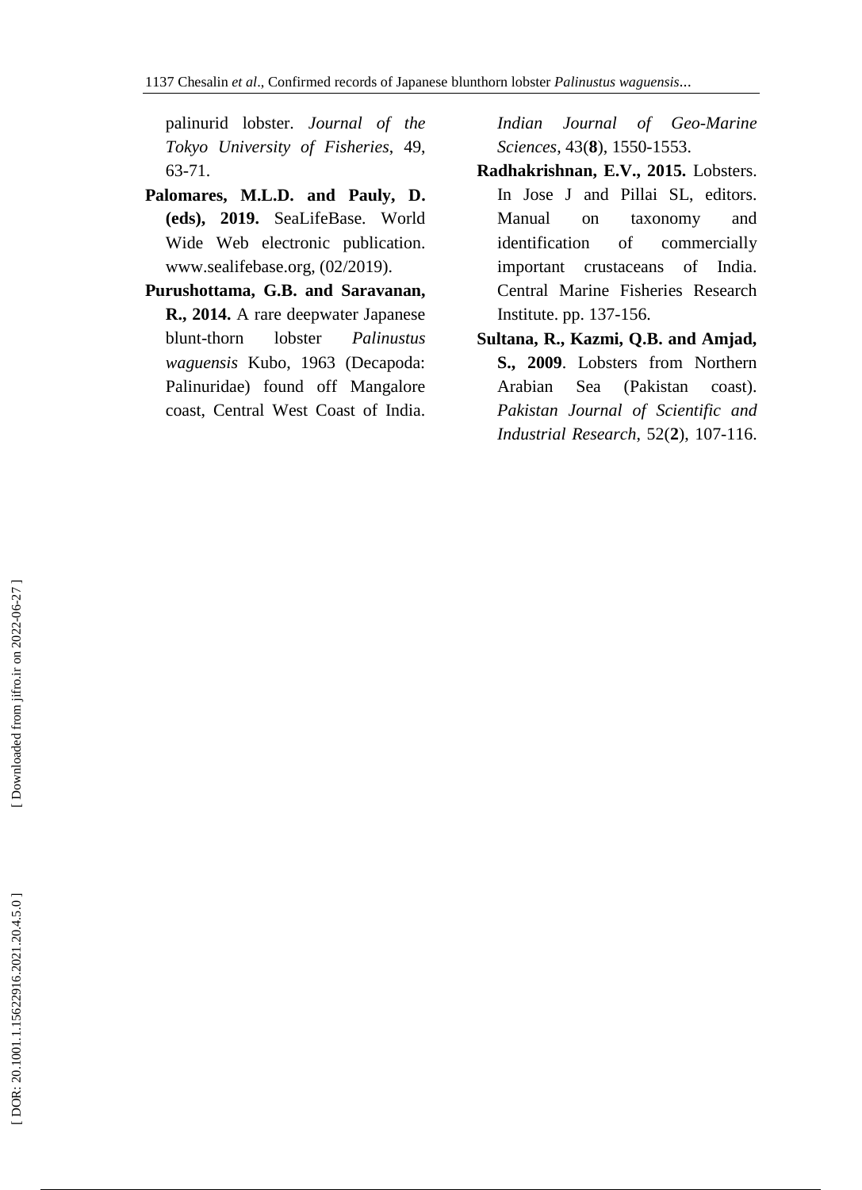palinurid lobster. *Journal of the Tokyo University of Fisheries*, 49, 63-71.

**Palomares, M.L.D. and Pauly, D. (eds), 2019.** SeaLifeBase. World Wide Web electronic publication. www.sealifebase.org, (02/2019).

**Purushottama, G.B. and Saravanan, R., 2014.** A rare deepwater Japanese blunt-thorn lobster *Palinustus waguensis* Kubo, 1963 (Decapoda: Palinuridae) found off Mangalore coast, Central West Coast of India. *Indian Journal of Geo-Marine Sciences*, 43(**8**), 1550-1553.

**Radhakrishnan, E.V., 2015.** Lobsters. In Jose J and Pillai SL, editors. Manual on taxonomy and identification of commercially important crustaceans of India. Central Marine Fisheries Research Institute. pp. 137-156.

**Sultana, R., Kazmi, Q.B. and Amjad, S., 2009**. Lobsters from Northern Arabian Sea (Pakistan coast). *Pakistan Journal of Scientific and Industrial Research*, 52(**2**), 107-116.